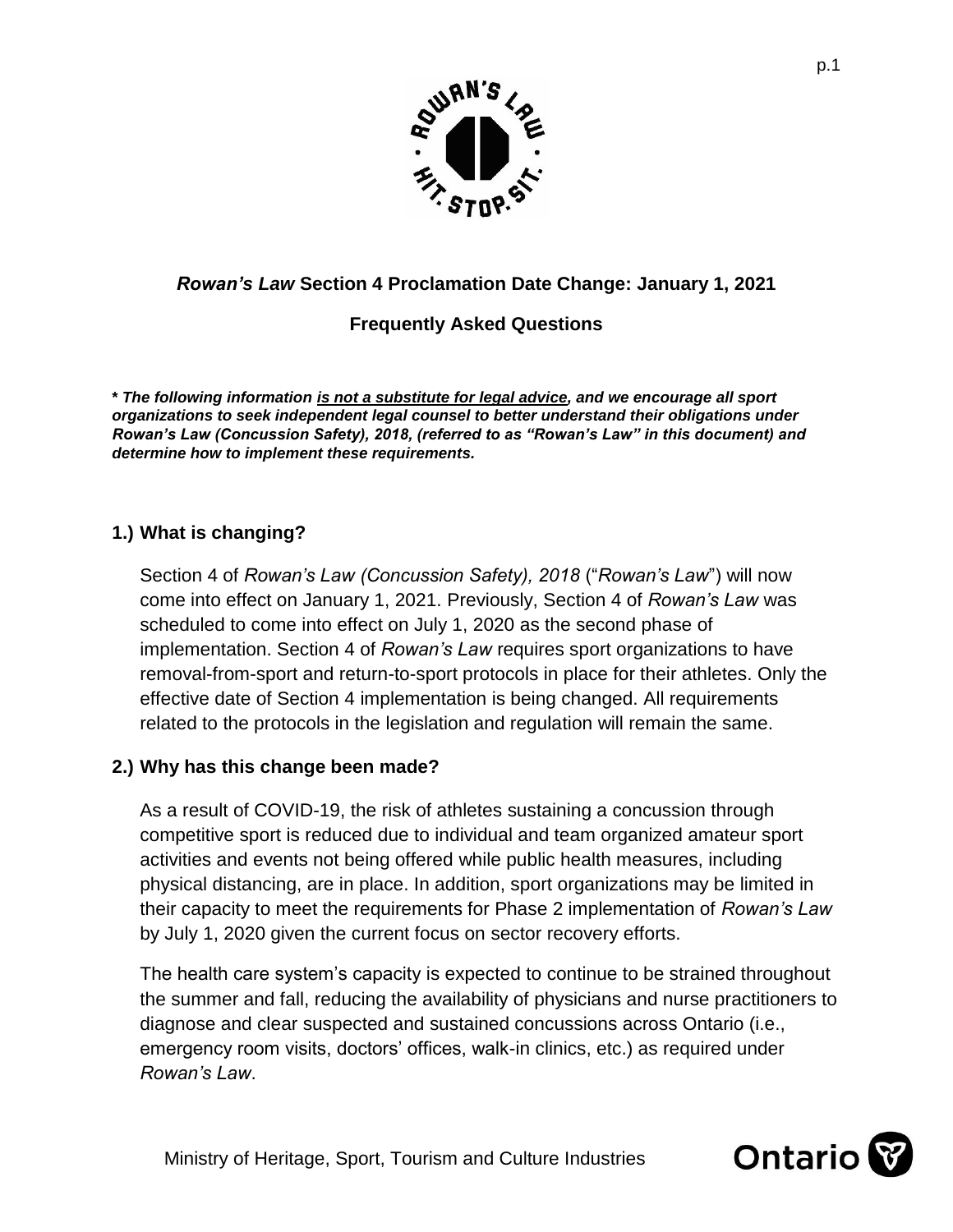# *Rowan's Law* Section 4 Proclamation Date Change: January 1, 2021

## Frequently Asked Questions

***\* The following information <u>is not a substitute for legal advice</u>, and we encourage all sport organizations to seek independent legal counsel to better understand their obligations under Rowan's Law (Concussion Safety), 2018, (referred to as "Rowan's Law" in this document) and determine how to implement these requirements.***

### 1.) What is changing?

Section 4 of *Rowan's Law (Concussion Safety), 2018* ("*Rowan's Law*") will now come into effect on January 1, 2021. Previously, Section 4 of *Rowan's Law* was scheduled to come into effect on July 1, 2020 as the second phase of implementation. Section 4 of *Rowan's Law* requires sport organizations to have removal-from-sport and return-to-sport protocols in place for their athletes. Only the effective date of Section 4 implementation is being changed. All requirements related to the protocols in the legislation and regulation will remain the same.

### 2.) Why has this change been made?

As a result of COVID-19, the risk of athletes sustaining a concussion through competitive sport is reduced due to individual and team organized amateur sport activities and events not being offered while public health measures, including physical distancing, are in place. In addition, sport organizations may be limited in their capacity to meet the requirements for Phase 2 implementation of *Rowan's Law* by July 1, 2020 given the current focus on sector recovery efforts.

The health care system's capacity is expected to continue to be strained throughout the summer and fall, reducing the availability of physicians and nurse practitioners to diagnose and clear suspected and sustained concussions across Ontario (i.e., emergency room visits, doctors' offices, walk-in clinics, etc.) as required under *Rowan's Law*.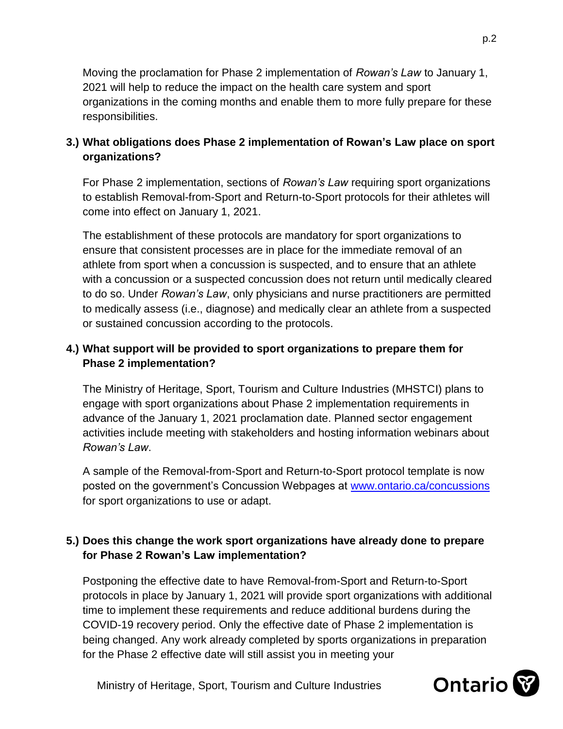Moving the proclamation for Phase 2 implementation of *Rowan's Law* to January 1, 2021 will help to reduce the impact on the health care system and sport organizations in the coming months and enable them to more fully prepare for these responsibilities.

### 3.) What obligations does Phase 2 implementation of Rowan's Law place on sport organizations?

For Phase 2 implementation, sections of *Rowan's Law* requiring sport organizations to establish Removal-from-Sport and Return-to-Sport protocols for their athletes will come into effect on January 1, 2021.

The establishment of these protocols are mandatory for sport organizations to ensure that consistent processes are in place for the immediate removal of an athlete from sport when a concussion is suspected, and to ensure that an athlete with a concussion or a suspected concussion does not return until medically cleared to do so. Under *Rowan's Law*, only physicians and nurse practitioners are permitted to medically assess (i.e., diagnose) and medically clear an athlete from a suspected or sustained concussion according to the protocols.

### 4.) What support will be provided to sport organizations to prepare them for Phase 2 implementation?

The Ministry of Heritage, Sport, Tourism and Culture Industries (MHSTCI) plans to engage with sport organizations about Phase 2 implementation requirements in advance of the January 1, 2021 proclamation date. Planned sector engagement activities include meeting with stakeholders and hosting information webinars about *Rowan's Law*.

A sample of the Removal-from-Sport and Return-to-Sport protocol template is now posted on the government's Concussion Webpages at [www.ontario.ca/concussions](http://www.ontario.ca/concussions) for sport organizations to use or adapt.

### 5.) Does this change the work sport organizations have already done to prepare for Phase 2 Rowan's Law implementation?

Postponing the effective date to have Removal-from-Sport and Return-to-Sport protocols in place by January 1, 2021 will provide sport organizations with additional time to implement these requirements and reduce additional burdens during the COVID-19 recovery period. Only the effective date of Phase 2 implementation is being changed. Any work already completed by sports organizations in preparation for the Phase 2 effective date will still assist you in meeting your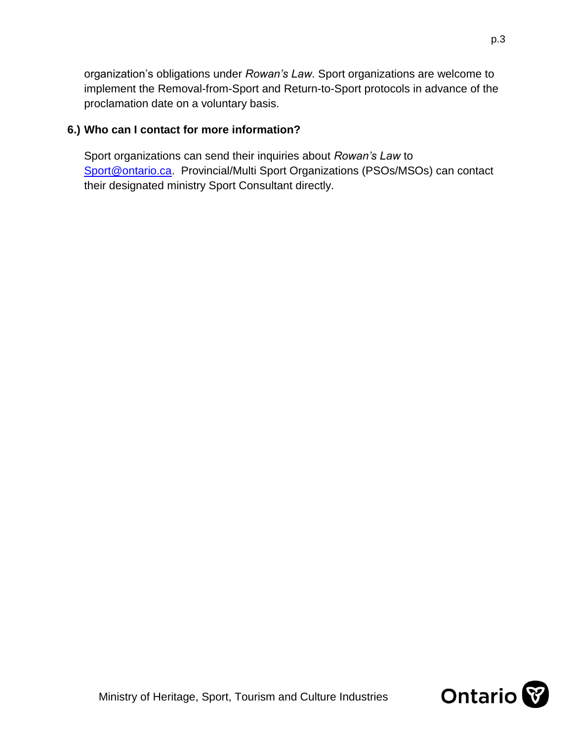organization's obligations under *Rowan's Law*. Sport organizations are welcome to implement the Removal-from-Sport and Return-to-Sport protocols in advance of the proclamation date on a voluntary basis.

**6.) Who can I contact for more information?**

Sport organizations can send their inquiries about *Rowan's Law* to Sport@ontario.ca. Provincial/Multi Sport Organizations (PSOs/MSOs) can contact their designated ministry Sport Consultant directly.